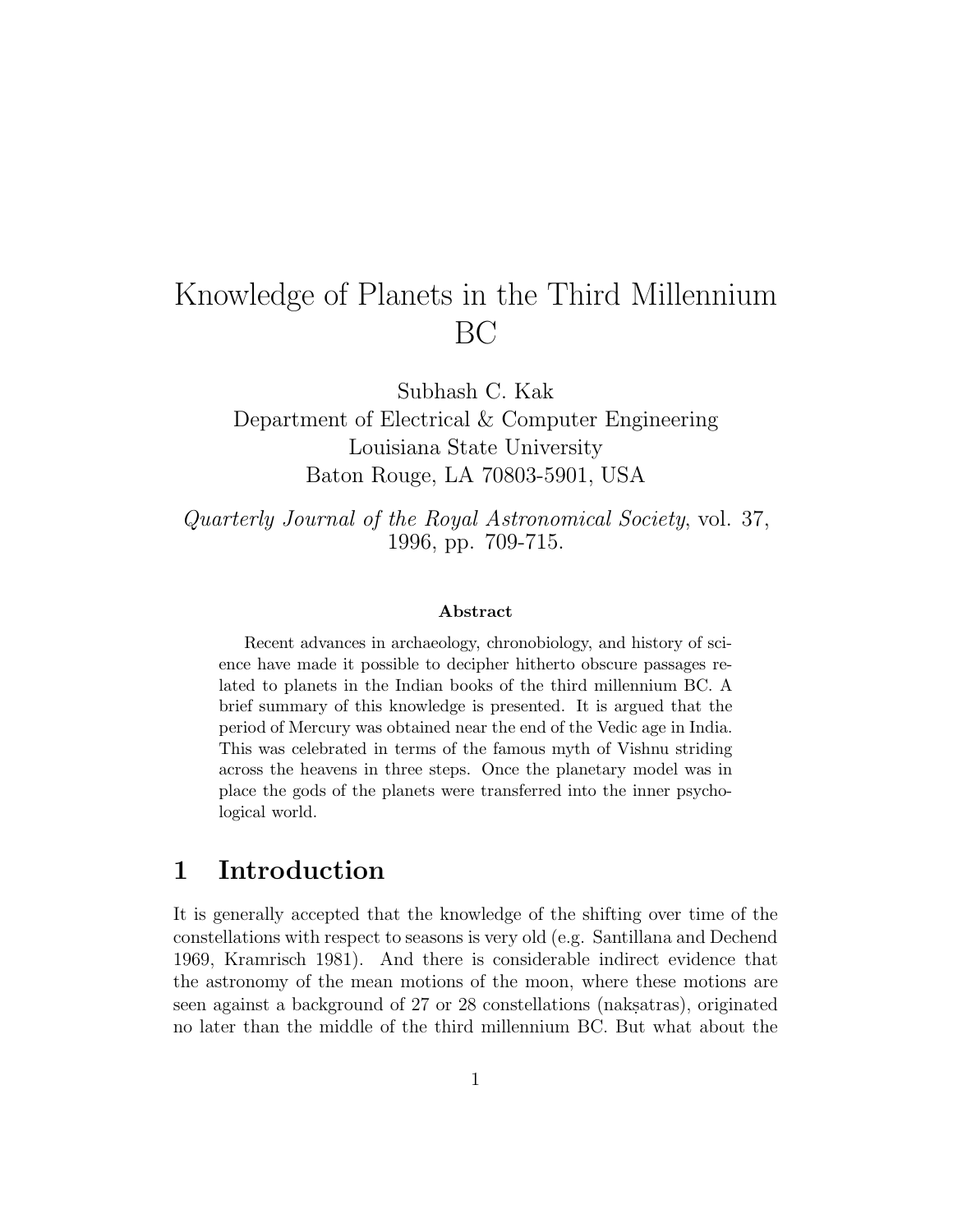# Knowledge of Planets in the Third Millennium BC

Subhash C. Kak
Department of Electrical & Computer Engineering
Louisiana State University
Baton Rouge, LA 70803-5901, USA

*Quarterly Journal of the Royal Astronomical Society*, vol. 37, 1996, pp. 709-715.

### Abstract

Recent advances in archaeology, chronobiology, and history of science have made it possible to decipher hitherto obscure passages related to planets in the Indian books of the third millennium BC. A brief summary of this knowledge is presented. It is argued that the period of Mercury was obtained near the end of the Vedic age in India. This was celebrated in terms of the famous myth of Vishnu striding across the heavens in three steps. Once the planetary model was in place the gods of the planets were transferred into the inner psychological world.

## 1 Introduction

It is generally accepted that the knowledge of the shifting over time of the constellations with respect to seasons is very old (e.g. Santillana and Dechend 1969, Kramrisch 1981). And there is considerable indirect evidence that the astronomy of the mean motions of the moon, where these motions are seen against a background of 27 or 28 constellations (nakṣatras), originated no later than the middle of the third millennium BC. But what about the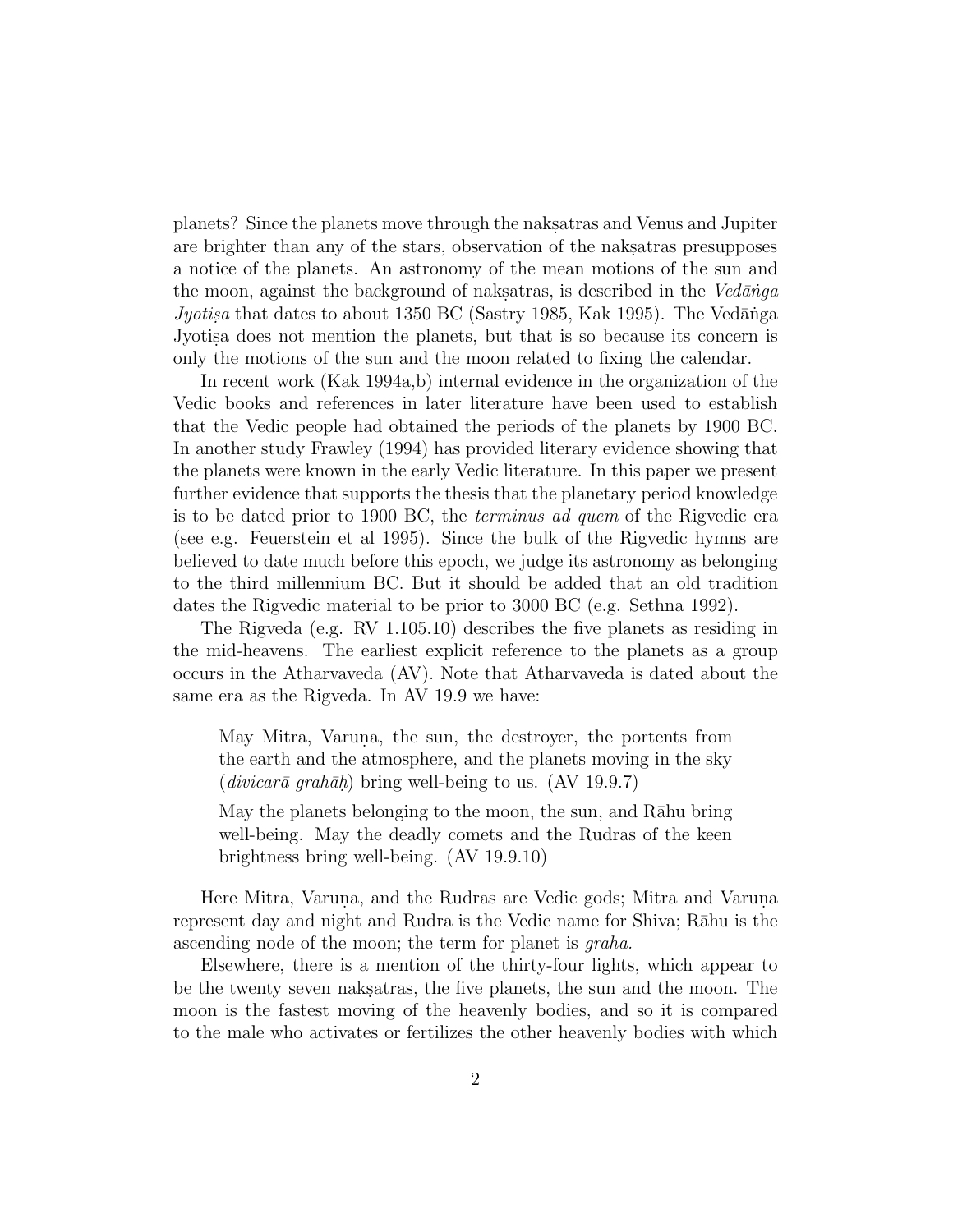planets? Since the planets move through the nakṣatras and Venus and Jupiter are brighter than any of the stars, observation of the nakṣatras presupposes a notice of the planets. An astronomy of the mean motions of the sun and the moon, against the background of nakṣatras, is described in the *Vedāṅga Jyotiṣa* that dates to about 1350 BC (Sastry 1985, Kak 1995). The Vedāṅga Jyotiṣa does not mention the planets, but that is so because its concern is only the motions of the sun and the moon related to fixing the calendar.

In recent work (Kak 1994a,b) internal evidence in the organization of the Vedic books and references in later literature have been used to establish that the Vedic people had obtained the periods of the planets by 1900 BC. In another study Frawley (1994) has provided literary evidence showing that the planets were known in the early Vedic literature. In this paper we present further evidence that supports the thesis that the planetary period knowledge is to be dated prior to 1900 BC, the *terminus ad quem* of the Rigvedic era (see e.g. Feuerstein et al 1995). Since the bulk of the Rigvedic hymns are believed to date much before this epoch, we judge its astronomy as belonging to the third millennium BC. But it should be added that an old tradition dates the Rigvedic material to be prior to 3000 BC (e.g. Sethna 1992).

The Rigveda (e.g. RV 1.105.10) describes the five planets as residing in the mid-heavens. The earliest explicit reference to the planets as a group occurs in the Atharvaveda (AV). Note that Atharvaveda is dated about the same era as the Rigveda. In AV 19.9 we have:

> May Mitra, Varuṇa, the sun, the destroyer, the portents from the earth and the atmosphere, and the planets moving in the sky (*divicarā grahāḥ*) bring well-being to us. (AV 19.9.7)
>
> May the planets belonging to the moon, the sun, and Rāhu bring well-being. May the deadly comets and the Rudras of the keen brightness bring well-being. (AV 19.9.10)

Here Mitra, Varuṇa, and the Rudras are Vedic gods; Mitra and Varuṇa represent day and night and Rudra is the Vedic name for Shiva; Rāhu is the ascending node of the moon; the term for planet is *graha.*

Elsewhere, there is a mention of the thirty-four lights, which appear to be the twenty seven nakṣatras, the five planets, the sun and the moon. The moon is the fastest moving of the heavenly bodies, and so it is compared to the male who activates or fertilizes the other heavenly bodies with which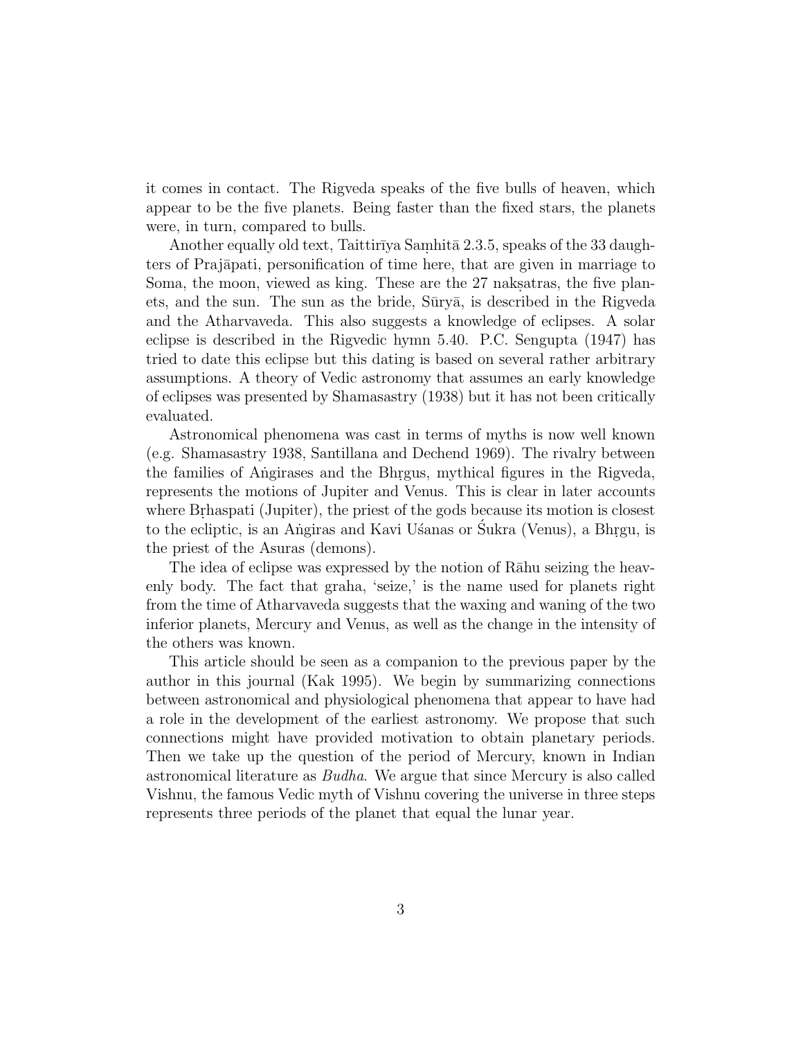it comes in contact. The Rigveda speaks of the five bulls of heaven, which appear to be the five planets. Being faster than the fixed stars, the planets were, in turn, compared to bulls.

Another equally old text, Taittirīya Saṃhitā 2.3.5, speaks of the 33 daughters of Prajāpati, personification of time here, that are given in marriage to Soma, the moon, viewed as king. These are the 27 nakṣatras, the five planets, and the sun. The sun as the bride, Sūryā, is described in the Rigveda and the Atharvaveda. This also suggests a knowledge of eclipses. A solar eclipse is described in the Rigvedic hymn 5.40. P.C. Sengupta (1947) has tried to date this eclipse but this dating is based on several rather arbitrary assumptions. A theory of Vedic astronomy that assumes an early knowledge of eclipses was presented by Shamasastry (1938) but it has not been critically evaluated.

Astronomical phenomena was cast in terms of myths is now well known (e.g. Shamasastry 1938, Santillana and Dechend 1969). The rivalry between the families of Aṅgirases and the Bhṛgus, mythical figures in the Rigveda, represents the motions of Jupiter and Venus. This is clear in later accounts where Bṛhaspati (Jupiter), the priest of the gods because its motion is closest to the ecliptic, is an Aṅgiras and Kavi Uśanas or Śukra (Venus), a Bhṛgu, is the priest of the Asuras (demons).

The idea of eclipse was expressed by the notion of Rāhu seizing the heavenly body. The fact that graha, 'seize,' is the name used for planets right from the time of Atharvaveda suggests that the waxing and waning of the two inferior planets, Mercury and Venus, as well as the change in the intensity of the others was known.

This article should be seen as a companion to the previous paper by the author in this journal (Kak 1995). We begin by summarizing connections between astronomical and physiological phenomena that appear to have had a role in the development of the earliest astronomy. We propose that such connections might have provided motivation to obtain planetary periods. Then we take up the question of the period of Mercury, known in Indian astronomical literature as *Budha*. We argue that since Mercury is also called Vishnu, the famous Vedic myth of Vishnu covering the universe in three steps represents three periods of the planet that equal the lunar year.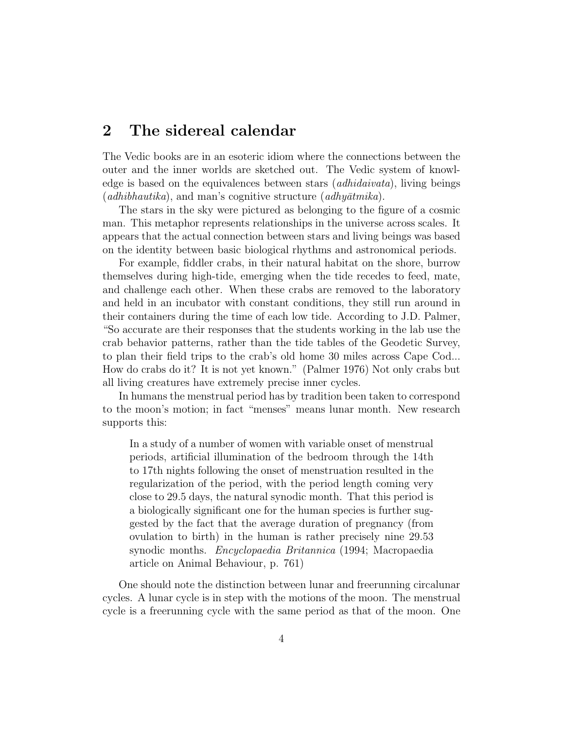## 2 The sidereal calendar

The Vedic books are in an esoteric idiom where the connections between the outer and the inner worlds are sketched out. The Vedic system of knowledge is based on the equivalences between stars (*adhidaivata*), living beings (*adhibhautika*), and man's cognitive structure (*adhyātmika*).

The stars in the sky were pictured as belonging to the figure of a cosmic man. This metaphor represents relationships in the universe across scales. It appears that the actual connection between stars and living beings was based on the identity between basic biological rhythms and astronomical periods.

For example, fiddler crabs, in their natural habitat on the shore, burrow themselves during high-tide, emerging when the tide recedes to feed, mate, and challenge each other. When these crabs are removed to the laboratory and held in an incubator with constant conditions, they still run around in their containers during the time of each low tide. According to J.D. Palmer, "So accurate are their responses that the students working in the lab use the crab behavior patterns, rather than the tide tables of the Geodetic Survey, to plan their field trips to the crab's old home 30 miles across Cape Cod... How do crabs do it? It is not yet known." (Palmer 1976) Not only crabs but all living creatures have extremely precise inner cycles.

In humans the menstrual period has by tradition been taken to correspond to the moon's motion; in fact "menses" means lunar month. New research supports this:

> In a study of a number of women with variable onset of menstrual periods, artificial illumination of the bedroom through the 14th to 17th nights following the onset of menstruation resulted in the regularization of the period, with the period length coming very close to 29.5 days, the natural synodic month. That this period is a biologically significant one for the human species is further suggested by the fact that the average duration of pregnancy (from ovulation to birth) in the human is rather precisely nine 29.53 synodic months. *Encyclopaedia Britannica* (1994; Macropaedia article on Animal Behaviour, p. 761)

One should note the distinction between lunar and freerunning circalunar cycles. A lunar cycle is in step with the motions of the moon. The menstrual cycle is a freerunning cycle with the same period as that of the moon. One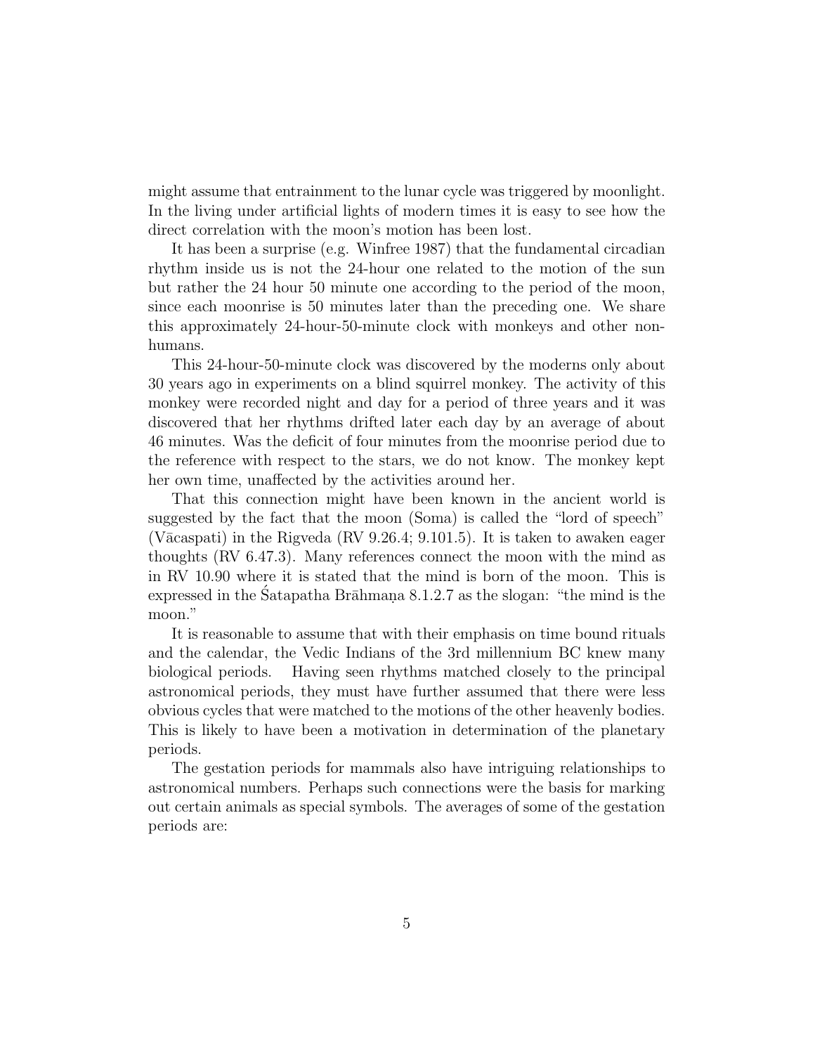might assume that entrainment to the lunar cycle was triggered by moonlight. In the living under artificial lights of modern times it is easy to see how the direct correlation with the moon's motion has been lost.

It has been a surprise (e.g. Winfree 1987) that the fundamental circadian rhythm inside us is not the 24-hour one related to the motion of the sun but rather the 24 hour 50 minute one according to the period of the moon, since each moonrise is 50 minutes later than the preceding one. We share this approximately 24-hour-50-minute clock with monkeys and other non-humans.

This 24-hour-50-minute clock was discovered by the moderns only about 30 years ago in experiments on a blind squirrel monkey. The activity of this monkey were recorded night and day for a period of three years and it was discovered that her rhythms drifted later each day by an average of about 46 minutes. Was the deficit of four minutes from the moonrise period due to the reference with respect to the stars, we do not know. The monkey kept her own time, unaffected by the activities around her.

That this connection might have been known in the ancient world is suggested by the fact that the moon (Soma) is called the "lord of speech" (Vācaspati) in the Rigveda (RV 9.26.4; 9.101.5). It is taken to awaken eager thoughts (RV 6.47.3). Many references connect the moon with the mind as in RV 10.90 where it is stated that the mind is born of the moon. This is expressed in the Śatapatha Brāhmaṇa 8.1.2.7 as the slogan: "the mind is the moon."

It is reasonable to assume that with their emphasis on time bound rituals and the calendar, the Vedic Indians of the 3rd millennium BC knew many biological periods. Having seen rhythms matched closely to the principal astronomical periods, they must have further assumed that there were less obvious cycles that were matched to the motions of the other heavenly bodies. This is likely to have been a motivation in determination of the planetary periods.

The gestation periods for mammals also have intriguing relationships to astronomical numbers. Perhaps such connections were the basis for marking out certain animals as special symbols. The averages of some of the gestation periods are: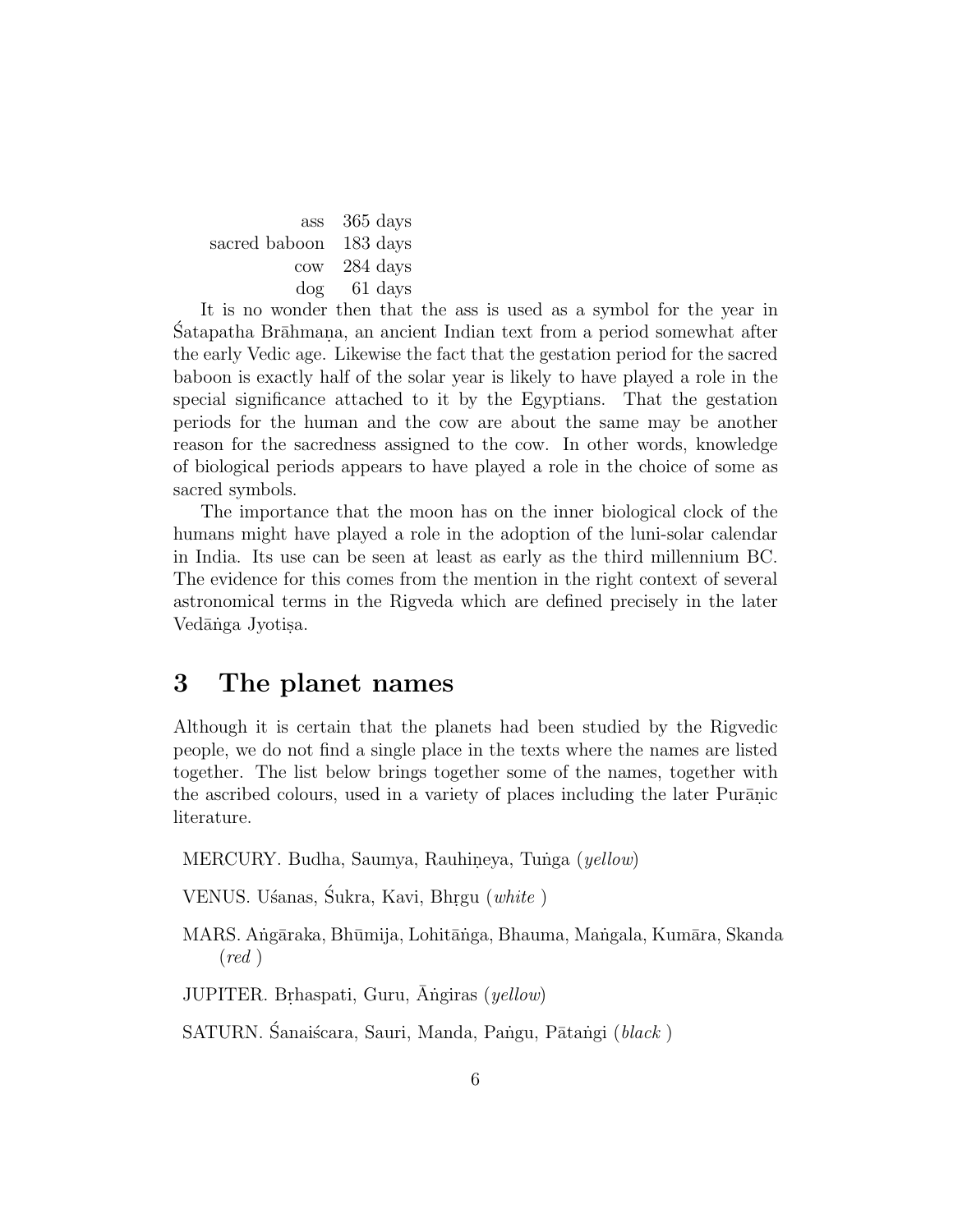| | |
|---|---|
| ass | 365 days |
| sacred baboon | 183 days |
| cow | 284 days |
| dog | 61 days |

It is no wonder then that the ass is used as a symbol for the year in Śatapatha Brāhmaṇa, an ancient Indian text from a period somewhat after the early Vedic age. Likewise the fact that the gestation period for the sacred baboon is exactly half of the solar year is likely to have played a role in the special significance attached to it by the Egyptians. That the gestation periods for the human and the cow are about the same may be another reason for the sacredness assigned to the cow. In other words, knowledge of biological periods appears to have played a role in the choice of some as sacred symbols.

The importance that the moon has on the inner biological clock of the humans might have played a role in the adoption of the luni-solar calendar in India. Its use can be seen at least as early as the third millennium BC. The evidence for this comes from the mention in the right context of several astronomical terms in the Rigveda which are defined precisely in the later Vedāṅga Jyotiṣa.

## 3 The planet names

Although it is certain that the planets had been studied by the Rigvedic people, we do not find a single place in the texts where the names are listed together. The list below brings together some of the names, together with the ascribed colours, used in a variety of places including the later Purāṇic literature.

MERCURY. Budha, Saumya, Rauhiṇeya, Tuṅga (*yellow*)

VENUS. Uśanas, Śukra, Kavi, Bhṛgu (*white* )

MARS. Aṅgāraka, Bhūmija, Lohitāṅga, Bhauma, Maṅgala, Kumāra, Skanda (*red* )

JUPITER. Bṛhaspati, Guru, Āṅgiras (*yellow*)

SATURN. Śanaiścara, Sauri, Manda, Paṅgu, Pātaṅgi (*black* )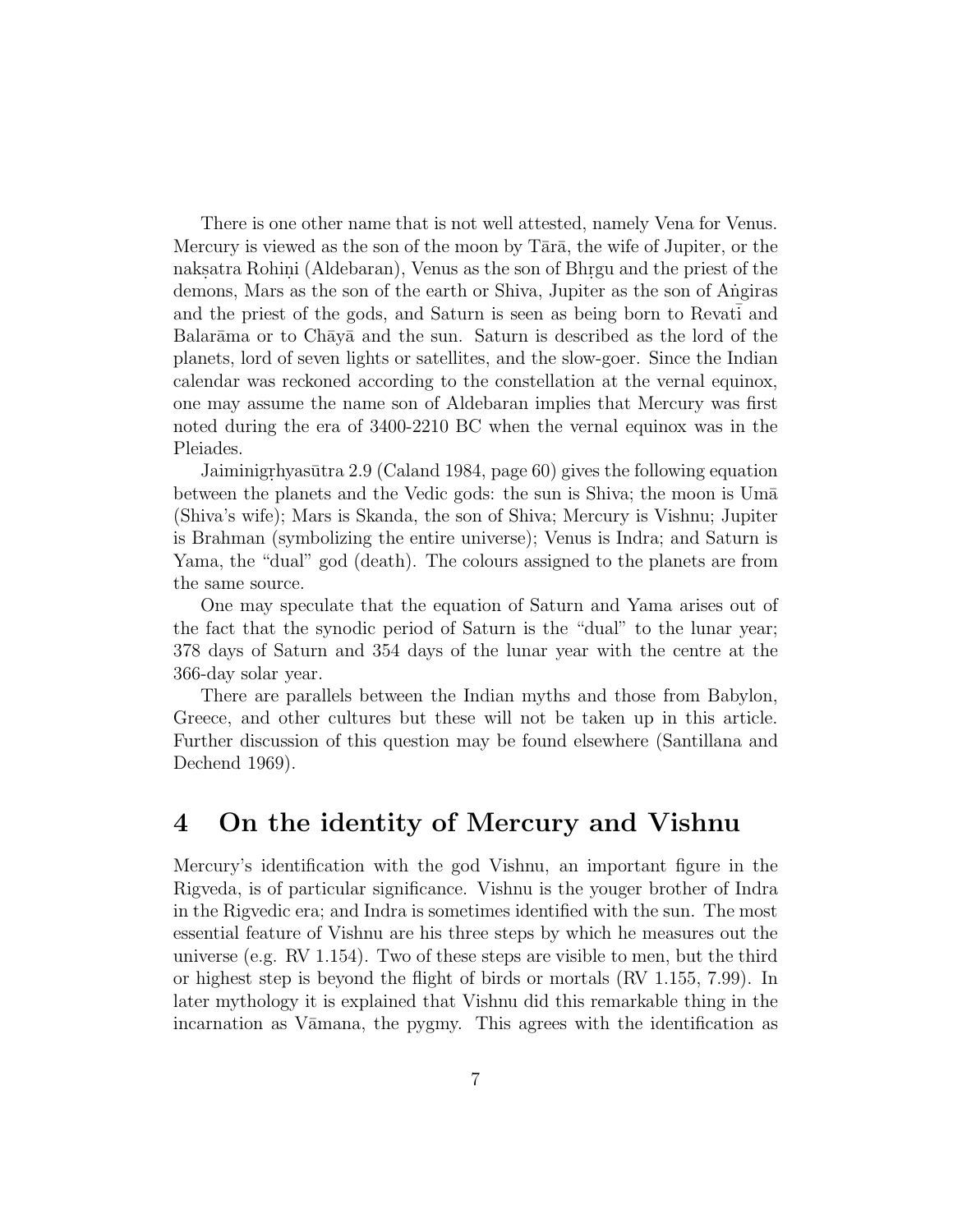There is one other name that is not well attested, namely Vena for Venus. Mercury is viewed as the son of the moon by Tārā, the wife of Jupiter, or the nakṣatra Rohiṇi (Aldebaran), Venus as the son of Bhṛgu and the priest of the demons, Mars as the son of the earth or Shiva, Jupiter as the son of Aṅgiras and the priest of the gods, and Saturn is seen as being born to Revatī and Balarāma or to Chāyā and the sun. Saturn is described as the lord of the planets, lord of seven lights or satellites, and the slow-goer. Since the Indian calendar was reckoned according to the constellation at the vernal equinox, one may assume the name son of Aldebaran implies that Mercury was first noted during the era of 3400-2210 BC when the vernal equinox was in the Pleiades.

Jaiminigṛhyasūtra 2.9 (Caland 1984, page 60) gives the following equation between the planets and the Vedic gods: the sun is Shiva; the moon is Umā (Shiva's wife); Mars is Skanda, the son of Shiva; Mercury is Vishnu; Jupiter is Brahman (symbolizing the entire universe); Venus is Indra; and Saturn is Yama, the "dual" god (death). The colours assigned to the planets are from the same source.

One may speculate that the equation of Saturn and Yama arises out of the fact that the synodic period of Saturn is the "dual" to the lunar year; 378 days of Saturn and 354 days of the lunar year with the centre at the 366-day solar year.

There are parallels between the Indian myths and those from Babylon, Greece, and other cultures but these will not be taken up in this article. Further discussion of this question may be found elsewhere (Santillana and Dechend 1969).

## 4 On the identity of Mercury and Vishnu

Mercury's identification with the god Vishnu, an important figure in the Rigveda, is of particular significance. Vishnu is the youger brother of Indra in the Rigvedic era; and Indra is sometimes identified with the sun. The most essential feature of Vishnu are his three steps by which he measures out the universe (e.g. RV 1.154). Two of these steps are visible to men, but the third or highest step is beyond the flight of birds or mortals (RV 1.155, 7.99). In later mythology it is explained that Vishnu did this remarkable thing in the incarnation as Vāmana, the pygmy. This agrees with the identification as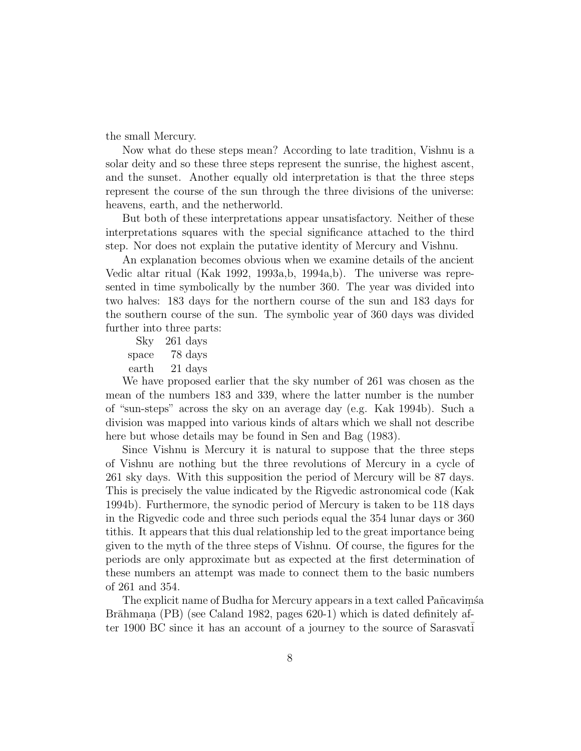the small Mercury.

Now what do these steps mean? According to late tradition, Vishnu is a solar deity and so these three steps represent the sunrise, the highest ascent, and the sunset. Another equally old interpretation is that the three steps represent the course of the sun through the three divisions of the universe: heavens, earth, and the netherworld.

But both of these interpretations appear unsatisfactory. Neither of these interpretations squares with the special significance attached to the third step. Nor does not explain the putative identity of Mercury and Vishnu.

An explanation becomes obvious when we examine details of the ancient Vedic altar ritual (Kak 1992, 1993a,b, 1994a,b). The universe was represented in time symbolically by the number 360. The year was divided into two halves: 183 days for the northern course of the sun and 183 days for the southern course of the sun. The symbolic year of 360 days was divided further into three parts:

| | |
|---|---|
| Sky | 261 days |
| space | 78 days |
| earth | 21 days |

We have proposed earlier that the sky number of 261 was chosen as the mean of the numbers 183 and 339, where the latter number is the number of "sun-steps" across the sky on an average day (e.g. Kak 1994b). Such a division was mapped into various kinds of altars which we shall not describe here but whose details may be found in Sen and Bag (1983).

Since Vishnu is Mercury it is natural to suppose that the three steps of Vishnu are nothing but the three revolutions of Mercury in a cycle of 261 sky days. With this supposition the period of Mercury will be 87 days. This is precisely the value indicated by the Rigvedic astronomical code (Kak 1994b). Furthermore, the synodic period of Mercury is taken to be 118 days in the Rigvedic code and three such periods equal the 354 lunar days or 360 tithis. It appears that this dual relationship led to the great importance being given to the myth of the three steps of Vishnu. Of course, the figures for the periods are only approximate but as expected at the first determination of these numbers an attempt was made to connect them to the basic numbers of 261 and 354.

The explicit name of Budha for Mercury appears in a text called Pañcaviṃśa Brāhmaṇa (PB) (see Caland 1982, pages 620-1) which is dated definitely after 1900 BC since it has an account of a journey to the source of Sarasvatī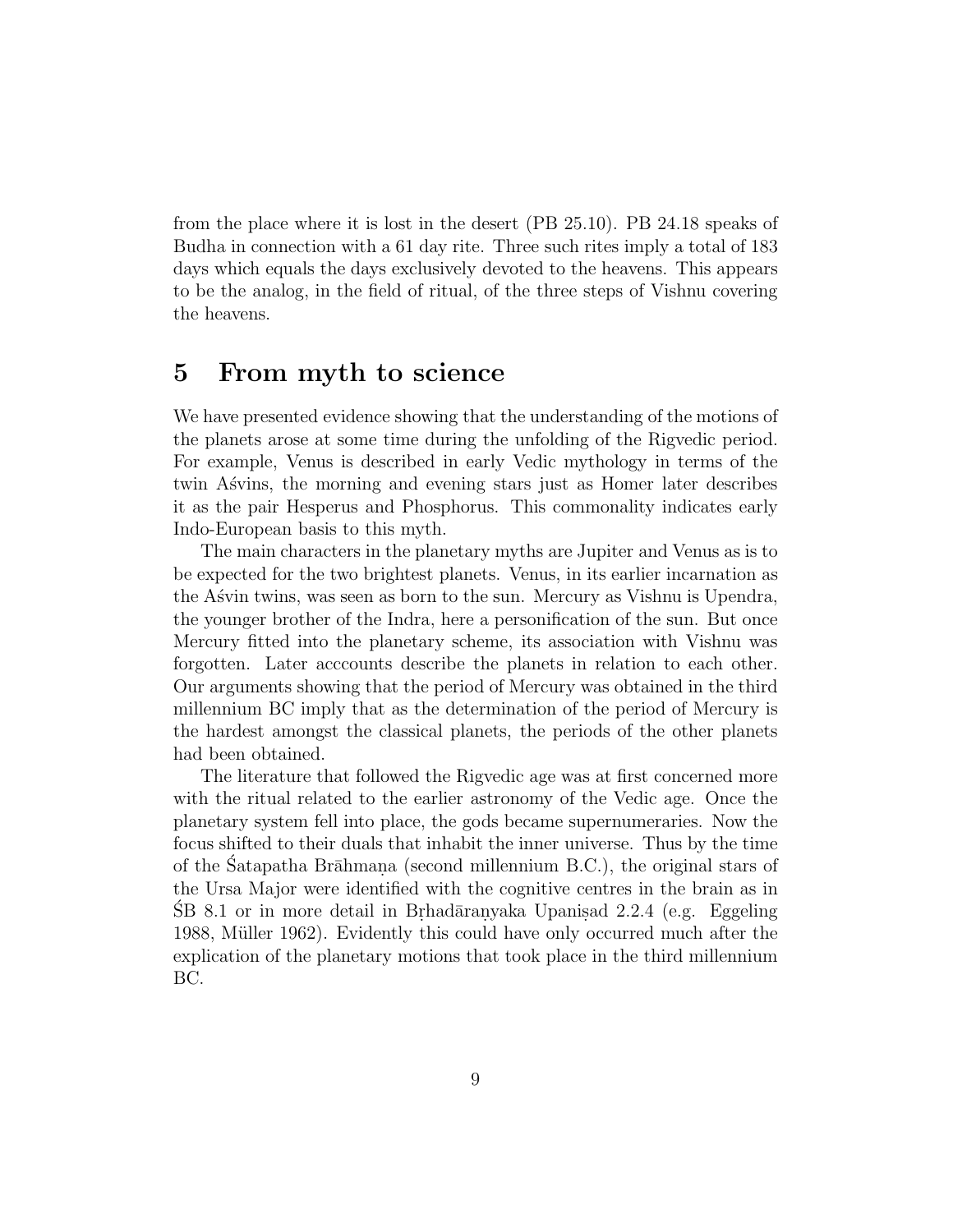from the place where it is lost in the desert (PB 25.10). PB 24.18 speaks of Budha in connection with a 61 day rite. Three such rites imply a total of 183 days which equals the days exclusively devoted to the heavens. This appears to be the analog, in the field of ritual, of the three steps of Vishnu covering the heavens.

## 5 From myth to science

We have presented evidence showing that the understanding of the motions of the planets arose at some time during the unfolding of the Rigvedic period. For example, Venus is described in early Vedic mythology in terms of the twin Aśvins, the morning and evening stars just as Homer later describes it as the pair Hesperus and Phosphorus. This commonality indicates early Indo-European basis to this myth.

The main characters in the planetary myths are Jupiter and Venus as is to be expected for the two brightest planets. Venus, in its earlier incarnation as the Aśvin twins, was seen as born to the sun. Mercury as Vishnu is Upendra, the younger brother of the Indra, here a personification of the sun. But once Mercury fitted into the planetary scheme, its association with Vishnu was forgotten. Later acccounts describe the planets in relation to each other. Our arguments showing that the period of Mercury was obtained in the third millennium BC imply that as the determination of the period of Mercury is the hardest amongst the classical planets, the periods of the other planets had been obtained.

The literature that followed the Rigvedic age was at first concerned more with the ritual related to the earlier astronomy of the Vedic age. Once the planetary system fell into place, the gods became supernumeraries. Now the focus shifted to their duals that inhabit the inner universe. Thus by the time of the Śatapatha Brāhmaṇa (second millennium B.C.), the original stars of the Ursa Major were identified with the cognitive centres in the brain as in ŚB 8.1 or in more detail in Bṛhadāraṇyaka Upaniṣad 2.2.4 (e.g. Eggeling 1988, Müller 1962). Evidently this could have only occurred much after the explication of the planetary motions that took place in the third millennium BC.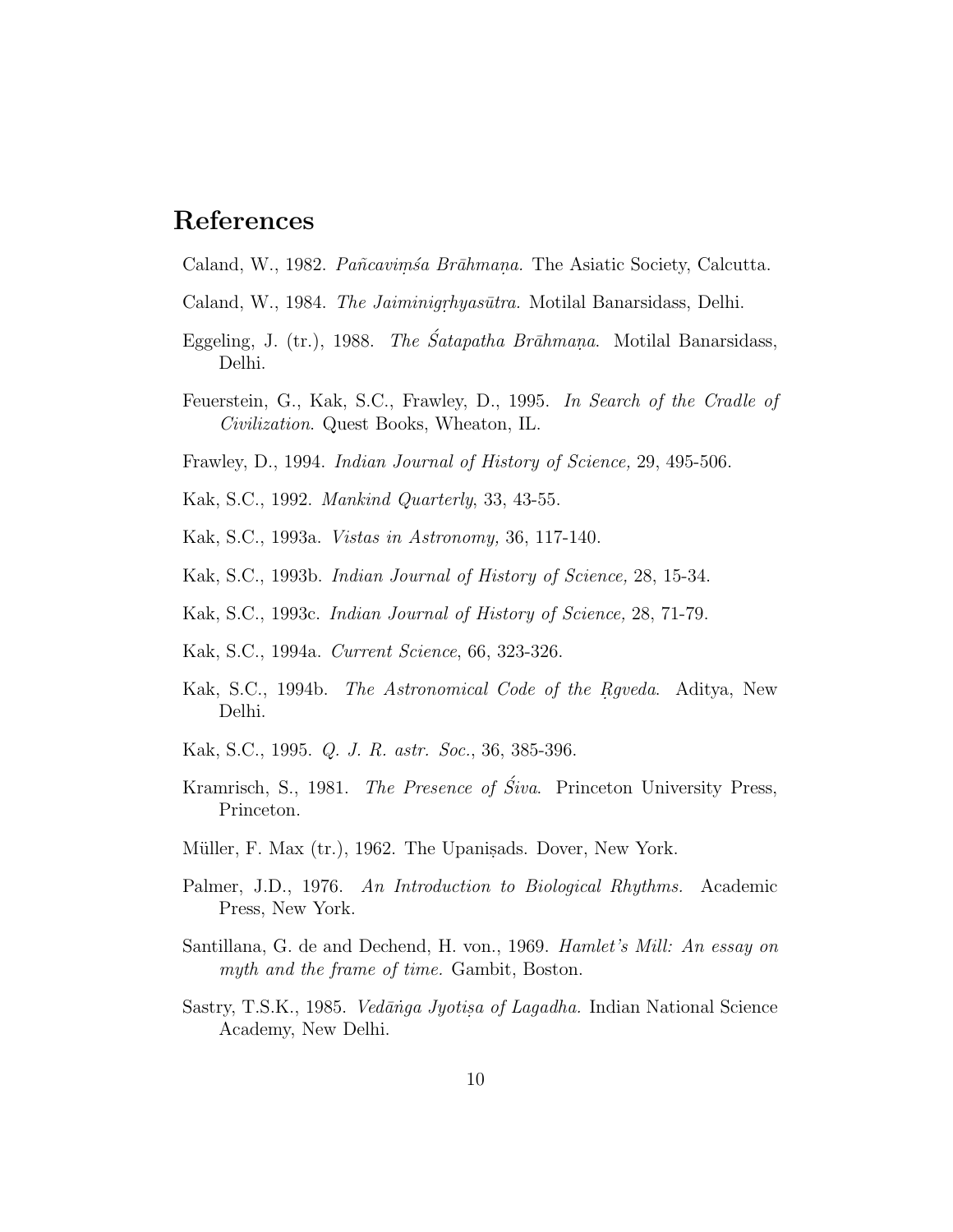## References

Caland, W., 1982. *Pañcaviṃśa Brāhmaṇa.* The Asiatic Society, Calcutta.

Caland, W., 1984. *The Jaiminigṛhyasūtra.* Motilal Banarsidass, Delhi.

Eggeling, J. (tr.), 1988. *The Śatapatha Brāhmaṇa.* Motilal Banarsidass, Delhi.

Feuerstein, G., Kak, S.C., Frawley, D., 1995. *In Search of the Cradle of Civilization.* Quest Books, Wheaton, IL.

Frawley, D., 1994. *Indian Journal of History of Science,* 29, 495-506.

Kak, S.C., 1992. *Mankind Quarterly*, 33, 43-55.

Kak, S.C., 1993a. *Vistas in Astronomy,* 36, 117-140.

Kak, S.C., 1993b. *Indian Journal of History of Science,* 28, 15-34.

Kak, S.C., 1993c. *Indian Journal of History of Science,* 28, 71-79.

Kak, S.C., 1994a. *Current Science*, 66, 323-326.

Kak, S.C., 1994b. *The Astronomical Code of the Ṛgveda.* Aditya, New Delhi.

Kak, S.C., 1995. *Q. J. R. astr. Soc.*, 36, 385-396.

Kramrisch, S., 1981. *The Presence of Śiva.* Princeton University Press, Princeton.

Müller, F. Max (tr.), 1962. The Upaniṣads. Dover, New York.

Palmer, J.D., 1976. *An Introduction to Biological Rhythms.* Academic Press, New York.

Santillana, G. de and Dechend, H. von., 1969. *Hamlet's Mill: An essay on myth and the frame of time.* Gambit, Boston.

Sastry, T.S.K., 1985. *Vedāṅga Jyotiṣa of Lagadha.* Indian National Science Academy, New Delhi.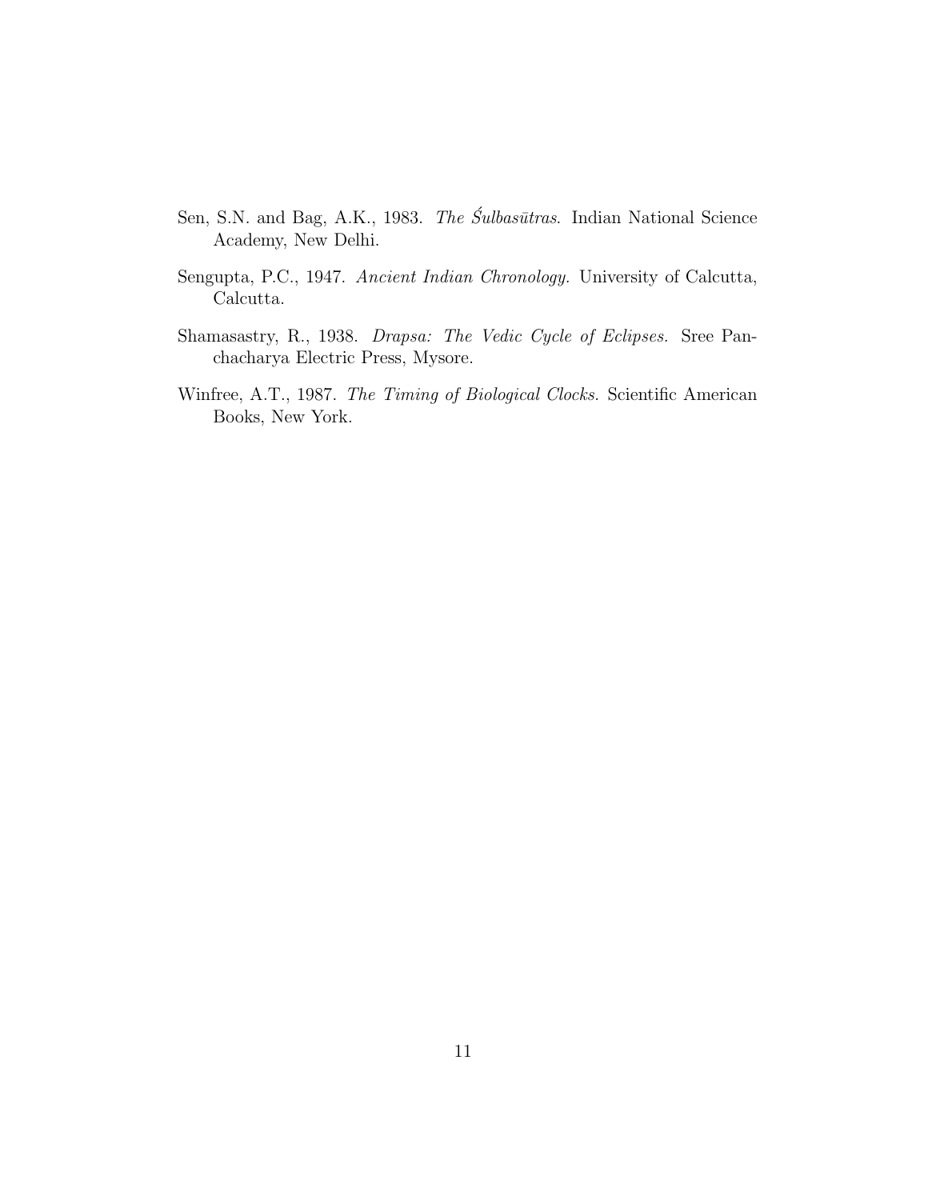Sen, S.N. and Bag, A.K., 1983. *The Śulbasūtras.* Indian National Science Academy, New Delhi.

Sengupta, P.C., 1947. *Ancient Indian Chronology.* University of Calcutta, Calcutta.

Shamasastry, R., 1938. *Drapsa: The Vedic Cycle of Eclipses.* Sree Panchacharya Electric Press, Mysore.

Winfree, A.T., 1987. *The Timing of Biological Clocks.* Scientific American Books, New York.